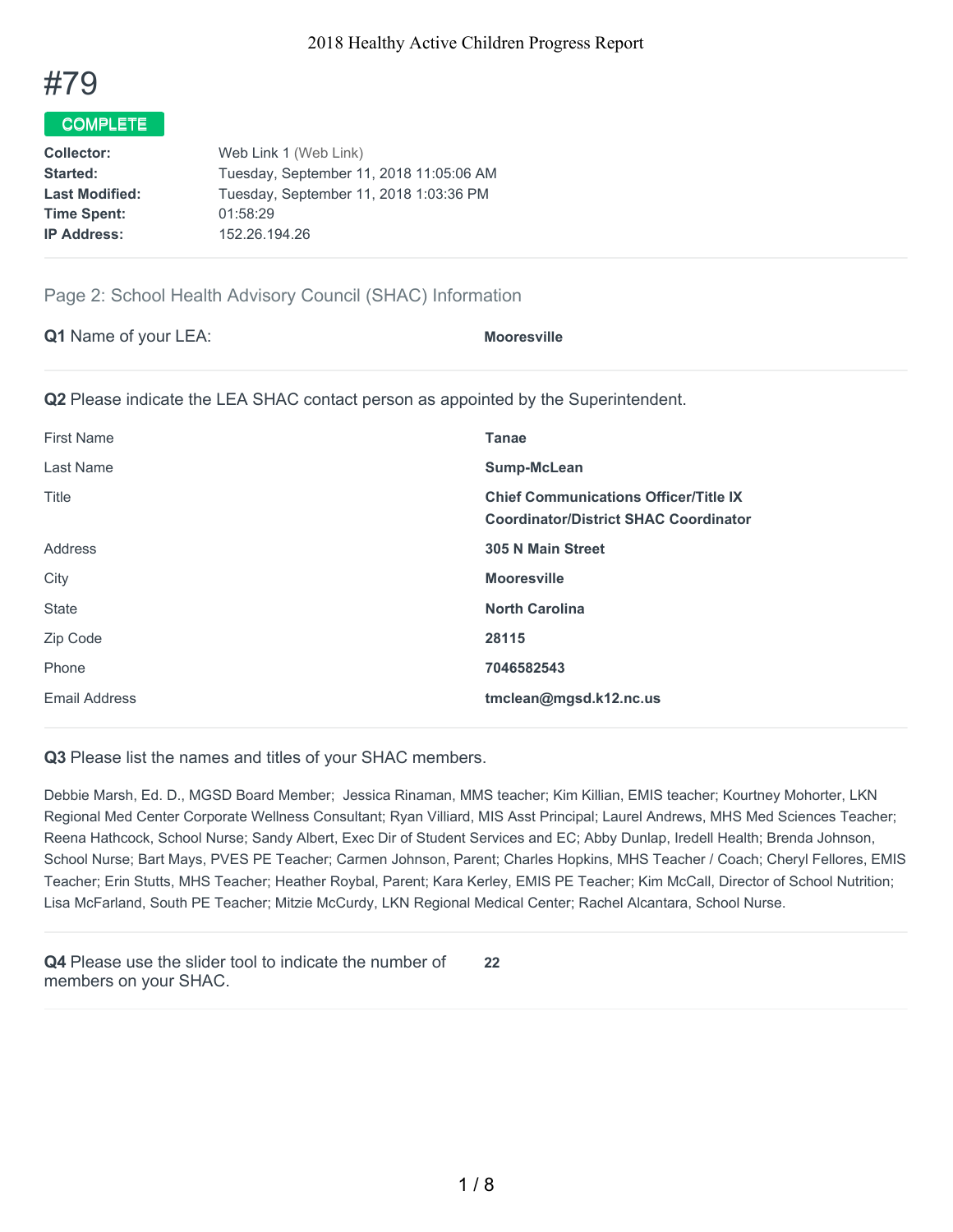# #79

**COMPLETE**

| | |
|---|---|
| **Collector:** | Web Link 1 (Web Link) |
| **Started:** | Tuesday, September 11, 2018 11:05:06 AM |
| **Last Modified:** | Tuesday, September 11, 2018 1:03:36 PM |
| **Time Spent:** | 01:58:29 |
| **IP Address:** | 152.26.194.26 |

## Page 2: School Health Advisory Council (SHAC) Information

**Q1** Name of your LEA: **Mooresville**

**Q2** Please indicate the LEA SHAC contact person as appointed by the Superintendent.

| | |
|---|---|
| First Name | **Tanae** |
| Last Name | **Sump-McLean** |
| Title | **Chief Communications Officer/Title IX Coordinator/District SHAC Coordinator** |
| Address | **305 N Main Street** |
| City | **Mooresville** |
| State | **North Carolina** |
| Zip Code | **28115** |
| Phone | **7046582543** |
| Email Address | **tmclean@mgsd.k12.nc.us** |

**Q3** Please list the names and titles of your SHAC members.

Debbie Marsh, Ed. D., MGSD Board Member; Jessica Rinaman, MMS teacher; Kim Killian, EMIS teacher; Kourtney Mohorter, LKN Regional Med Center Corporate Wellness Consultant; Ryan Villiard, MIS Asst Principal; Laurel Andrews, MHS Med Sciences Teacher; Reena Hathcock, School Nurse; Sandy Albert, Exec Dir of Student Services and EC; Abby Dunlap, Iredell Health; Brenda Johnson, School Nurse; Bart Mays, PVES PE Teacher; Carmen Johnson, Parent; Charles Hopkins, MHS Teacher / Coach; Cheryl Fellores, EMIS Teacher; Erin Stutts, MHS Teacher; Heather Roybal, Parent; Kara Kerley, EMIS PE Teacher; Kim McCall, Director of School Nutrition; Lisa McFarland, South PE Teacher; Mitzie McCurdy, LKN Regional Medical Center; Rachel Alcantara, School Nurse.

**Q4** Please use the slider tool to indicate the number of members on your SHAC. **22**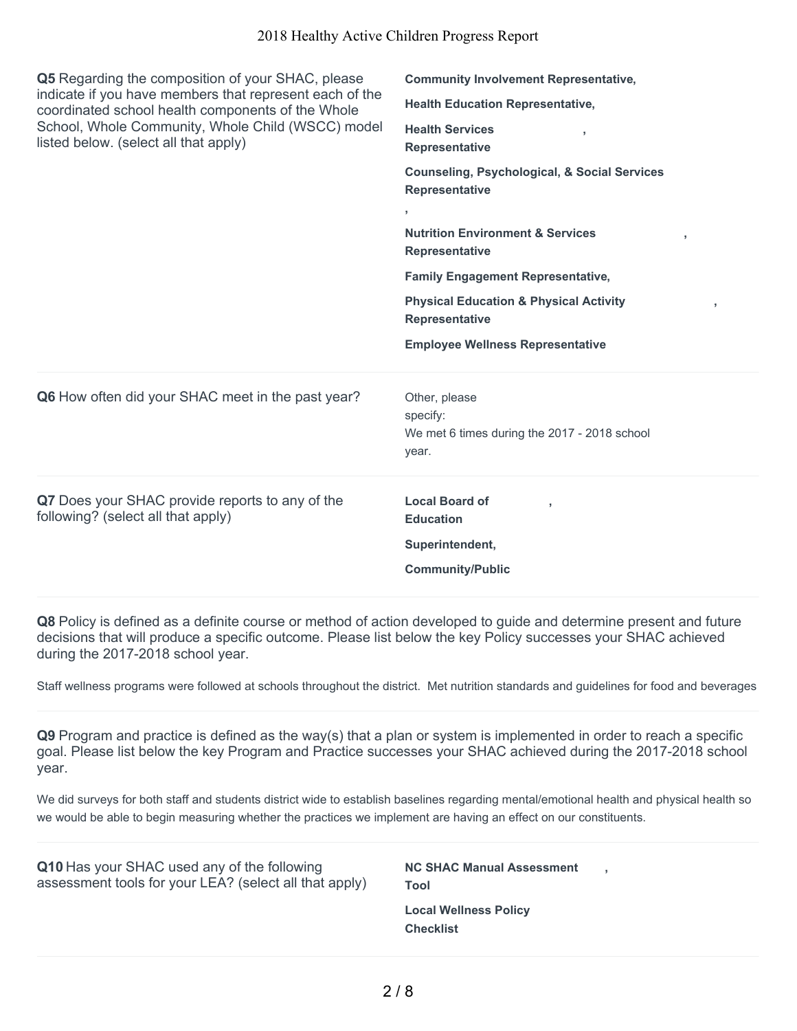**Q5** Regarding the composition of your SHAC, please indicate if you have members that represent each of the coordinated school health components of the Whole School, Whole Community, Whole Child (WSCC) model listed below. (select all that apply)

**Community Involvement Representative,**

**Health Education Representative,**

**Health Services Representative,**

**Counseling, Psychological, & Social Services Representative,**

**Nutrition Environment & Services Representative,**

**Family Engagement Representative,**

**Physical Education & Physical Activity Representative,**

**Employee Wellness Representative**

---

**Q6** How often did your SHAC meet in the past year?

Other, please specify:
We met 6 times during the 2017 - 2018 school year.

---

**Q7** Does your SHAC provide reports to any of the following? (select all that apply)

**Local Board of Education,**

**Superintendent,**

**Community/Public**

---

**Q8** Policy is defined as a definite course or method of action developed to guide and determine present and future decisions that will produce a specific outcome. Please list below the key Policy successes your SHAC achieved during the 2017-2018 school year.

Staff wellness programs were followed at schools throughout the district. Met nutrition standards and guidelines for food and beverages

---

**Q9** Program and practice is defined as the way(s) that a plan or system is implemented in order to reach a specific goal. Please list below the key Program and Practice successes your SHAC achieved during the 2017-2018 school year.

We did surveys for both staff and students district wide to establish baselines regarding mental/emotional health and physical health so we would be able to begin measuring whether the practices we implement are having an effect on our constituents.

---

**Q10** Has your SHAC used any of the following assessment tools for your LEA? (select all that apply)

**NC SHAC Manual Assessment Tool,**

**Local Wellness Policy Checklist**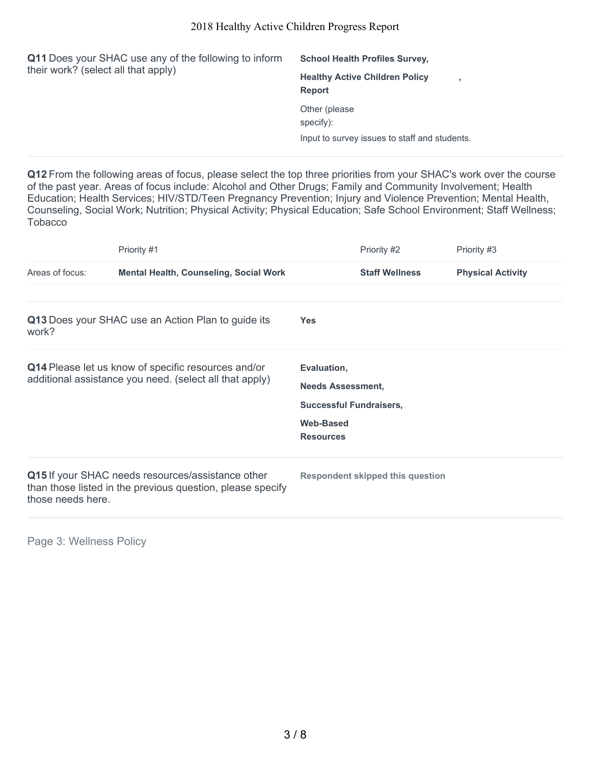**Q11** Does your SHAC use any of the following to inform their work? (select all that apply)

**School Health Profiles Survey,**

**Healthy Active Children Policy Report** ,

Other (please specify):

Input to survey issues to staff and students.

**Q12** From the following areas of focus, please select the top three priorities from your SHAC's work over the course of the past year. Areas of focus include: Alcohol and Other Drugs; Family and Community Involvement; Health Education; Health Services; HIV/STD/Teen Pregnancy Prevention; Injury and Violence Prevention; Mental Health, Counseling, Social Work; Nutrition; Physical Activity; Physical Education; Safe School Environment; Staff Wellness; Tobacco

| | Priority #1 | Priority #2 | Priority #3 |
|---|---|---|---|
| Areas of focus: | **Mental Health, Counseling, Social Work** | **Staff Wellness** | **Physical Activity** |

**Q13** Does your SHAC use an Action Plan to guide its work?

**Yes**

**Q14** Please let us know of specific resources and/or additional assistance you need. (select all that apply)

**Evaluation,**

**Needs Assessment,**

**Successful Fundraisers,**

**Web-Based Resources**

**Q15** If your SHAC needs resources/assistance other than those listed in the previous question, please specify those needs here.

**Respondent skipped this question**

Page 3: Wellness Policy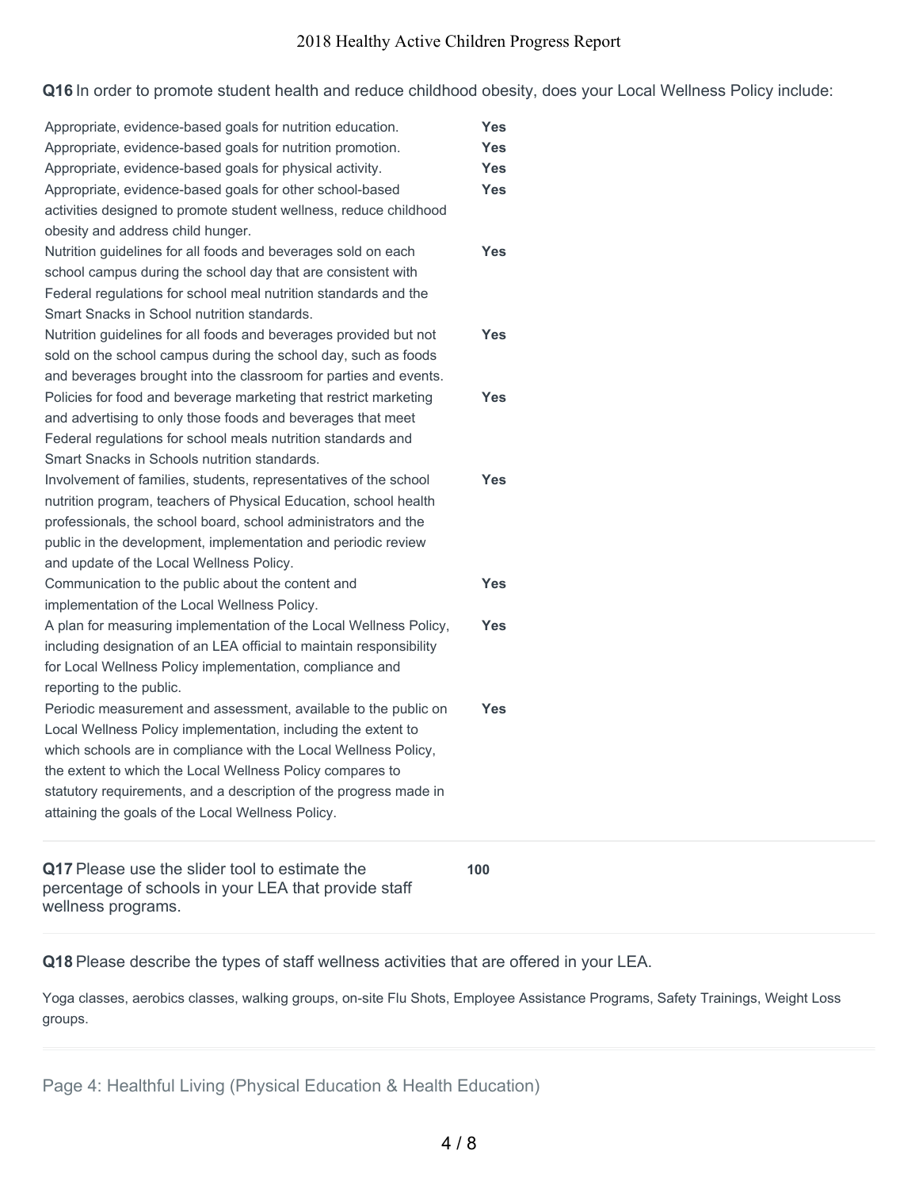**Q16** In order to promote student health and reduce childhood obesity, does your Local Wellness Policy include:

| | |
|---|---|
| Appropriate, evidence-based goals for nutrition education. | **Yes** |
| Appropriate, evidence-based goals for nutrition promotion. | **Yes** |
| Appropriate, evidence-based goals for physical activity. | **Yes** |
| Appropriate, evidence-based goals for other school-based activities designed to promote student wellness, reduce childhood obesity and address child hunger. | **Yes** |
| Nutrition guidelines for all foods and beverages sold on each school campus during the school day that are consistent with Federal regulations for school meal nutrition standards and the Smart Snacks in School nutrition standards. | **Yes** |
| Nutrition guidelines for all foods and beverages provided but not sold on the school campus during the school day, such as foods and beverages brought into the classroom for parties and events. | **Yes** |
| Policies for food and beverage marketing that restrict marketing and advertising to only those foods and beverages that meet Federal regulations for school meals nutrition standards and Smart Snacks in Schools nutrition standards. | **Yes** |
| Involvement of families, students, representatives of the school nutrition program, teachers of Physical Education, school health professionals, the school board, school administrators and the public in the development, implementation and periodic review and update of the Local Wellness Policy. | **Yes** |
| Communication to the public about the content and implementation of the Local Wellness Policy. | **Yes** |
| A plan for measuring implementation of the Local Wellness Policy, including designation of an LEA official to maintain responsibility for Local Wellness Policy implementation, compliance and reporting to the public. | **Yes** |
| Periodic measurement and assessment, available to the public on Local Wellness Policy implementation, including the extent to which schools are in compliance with the Local Wellness Policy, the extent to which the Local Wellness Policy compares to statutory requirements, and a description of the progress made in attaining the goals of the Local Wellness Policy. | **Yes** |

**Q17** Please use the slider tool to estimate the percentage of schools in your LEA that provide staff wellness programs.

**100**

**Q18** Please describe the types of staff wellness activities that are offered in your LEA.

Yoga classes, aerobics classes, walking groups, on-site Flu Shots, Employee Assistance Programs, Safety Trainings, Weight Loss groups.

## Page 4: Healthful Living (Physical Education & Health Education)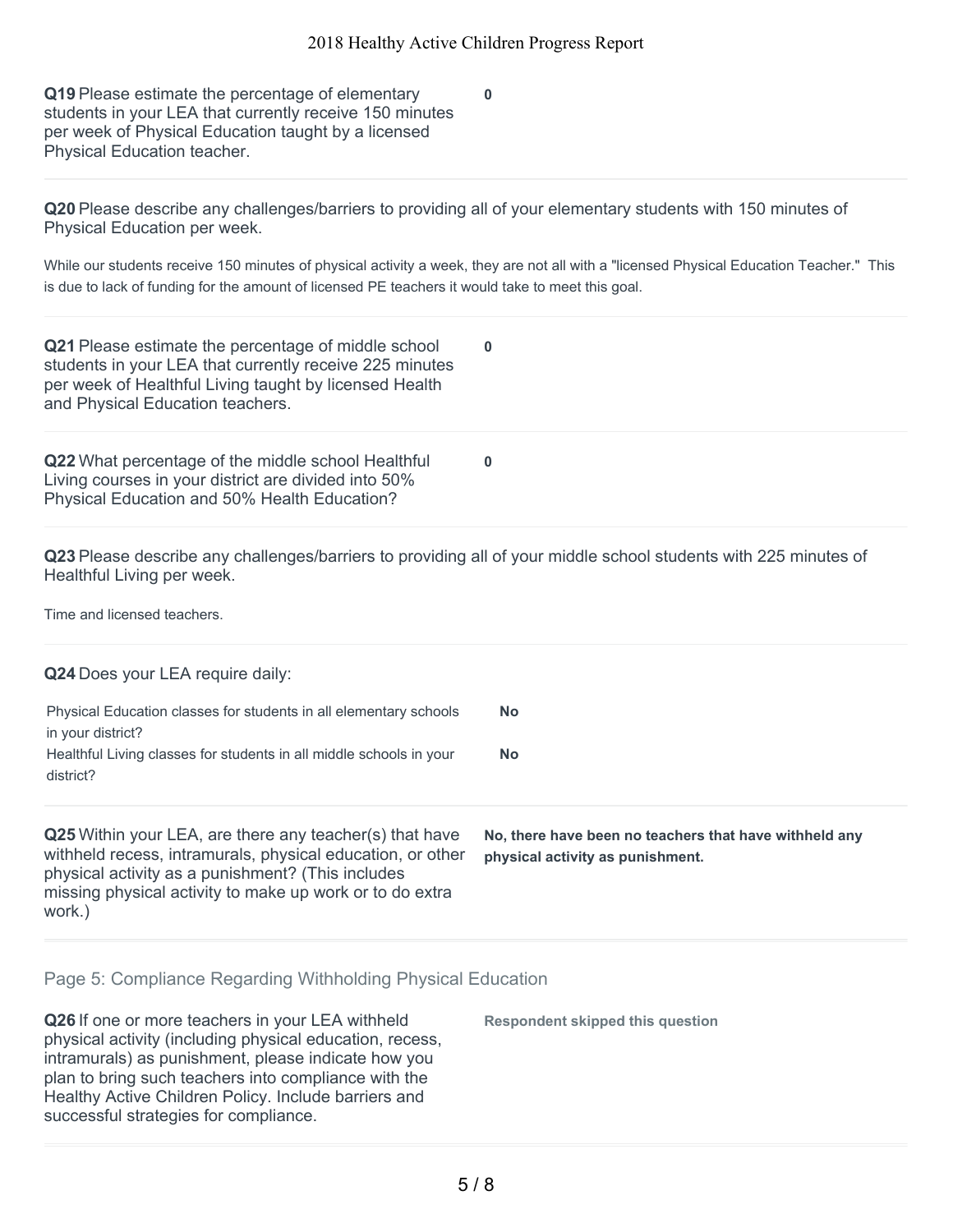**Q19** Please estimate the percentage of elementary students in your LEA that currently receive 150 minutes per week of Physical Education taught by a licensed Physical Education teacher.

**0**

**Q20** Please describe any challenges/barriers to providing all of your elementary students with 150 minutes of Physical Education per week.

While our students receive 150 minutes of physical activity a week, they are not all with a "licensed Physical Education Teacher." This is due to lack of funding for the amount of licensed PE teachers it would take to meet this goal.

**Q21** Please estimate the percentage of middle school students in your LEA that currently receive 225 minutes per week of Healthful Living taught by licensed Health and Physical Education teachers.

**0**

**Q22** What percentage of the middle school Healthful Living courses in your district are divided into 50% Physical Education and 50% Health Education?

**0**

**Q23** Please describe any challenges/barriers to providing all of your middle school students with 225 minutes of Healthful Living per week.

Time and licensed teachers.

**Q24** Does your LEA require daily:

| | |
|---|---|
| Physical Education classes for students in all elementary schools in your district? | **No** |
| Healthful Living classes for students in all middle schools in your district? | **No** |

**Q25** Within your LEA, are there any teacher(s) that have withheld recess, intramurals, physical education, or other physical activity as a punishment? (This includes missing physical activity to make up work or to do extra work.)

**No, there have been no teachers that have withheld any physical activity as punishment.**

## Page 5: Compliance Regarding Withholding Physical Education

**Q26** If one or more teachers in your LEA withheld physical activity (including physical education, recess, intramurals) as punishment, please indicate how you plan to bring such teachers into compliance with the Healthy Active Children Policy. Include barriers and successful strategies for compliance.

**Respondent skipped this question**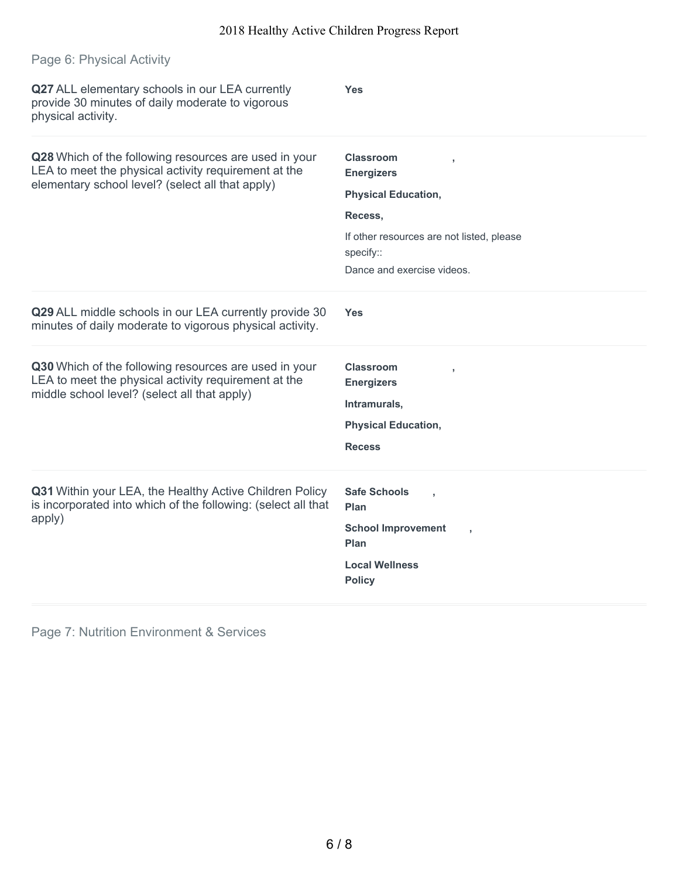## Page 6: Physical Activity

**Q27** ALL elementary schools in our LEA currently provide 30 minutes of daily moderate to vigorous physical activity.

**Yes**

**Q28** Which of the following resources are used in your LEA to meet the physical activity requirement at the elementary school level? (select all that apply)

**Classroom Energizers,**

**Physical Education,**

**Recess,**

If other resources are not listed, please specify::

Dance and exercise videos.

**Q29** ALL middle schools in our LEA currently provide 30 minutes of daily moderate to vigorous physical activity.

**Yes**

**Q30** Which of the following resources are used in your LEA to meet the physical activity requirement at the middle school level? (select all that apply)

**Classroom Energizers,**

**Intramurals,**

**Physical Education,**

**Recess**

**Q31** Within your LEA, the Healthy Active Children Policy is incorporated into which of the following: (select all that apply)

**Safe Schools Plan,**

**School Improvement Plan,**

**Local Wellness Policy**

## Page 7: Nutrition Environment & Services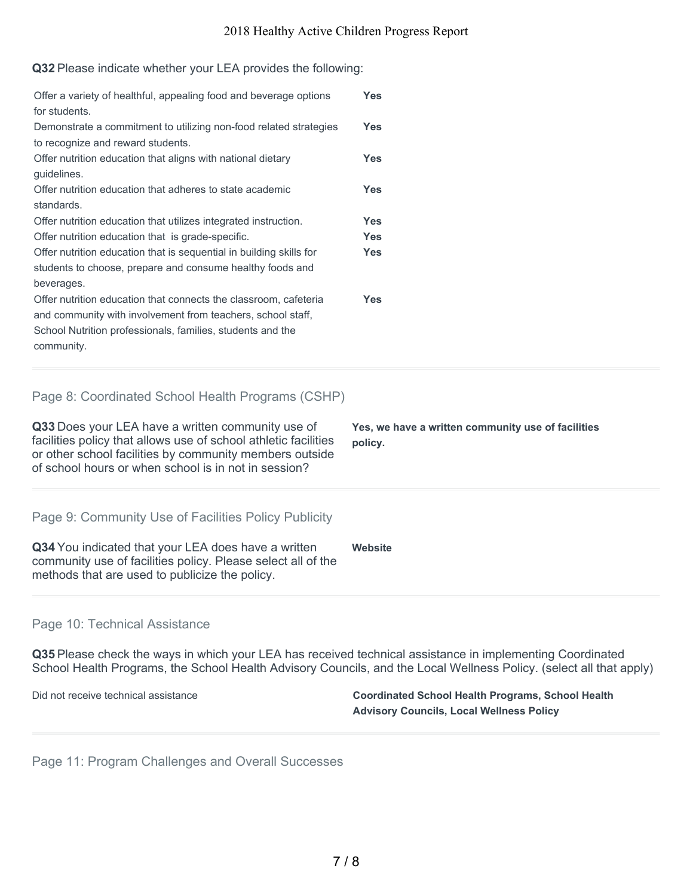**Q32** Please indicate whether your LEA provides the following:

| | |
|---|---|
| Offer a variety of healthful, appealing food and beverage options for students. | **Yes** |
| Demonstrate a commitment to utilizing non-food related strategies to recognize and reward students. | **Yes** |
| Offer nutrition education that aligns with national dietary guidelines. | **Yes** |
| Offer nutrition education that adheres to state academic standards. | **Yes** |
| Offer nutrition education that utilizes integrated instruction. | **Yes** |
| Offer nutrition education that is grade-specific. | **Yes** |
| Offer nutrition education that is sequential in building skills for students to choose, prepare and consume healthy foods and beverages. | **Yes** |
| Offer nutrition education that connects the classroom, cafeteria and community with involvement from teachers, school staff, School Nutrition professionals, families, students and the community. | **Yes** |

## Page 8: Coordinated School Health Programs (CSHP)

**Q33** Does your LEA have a written community use of facilities policy that allows use of school athletic facilities or other school facilities by community members outside of school hours or when school is in not in session?

**Yes, we have a written community use of facilities policy.**

## Page 9: Community Use of Facilities Policy Publicity

**Q34** You indicated that your LEA does have a written community use of facilities policy. Please select all of the methods that are used to publicize the policy.

**Website**

## Page 10: Technical Assistance

**Q35** Please check the ways in which your LEA has received technical assistance in implementing Coordinated School Health Programs, the School Health Advisory Councils, and the Local Wellness Policy. (select all that apply)

| | |
|---|---|
| Did not receive technical assistance | **Coordinated School Health Programs, School Health Advisory Councils, Local Wellness Policy** |

## Page 11: Program Challenges and Overall Successes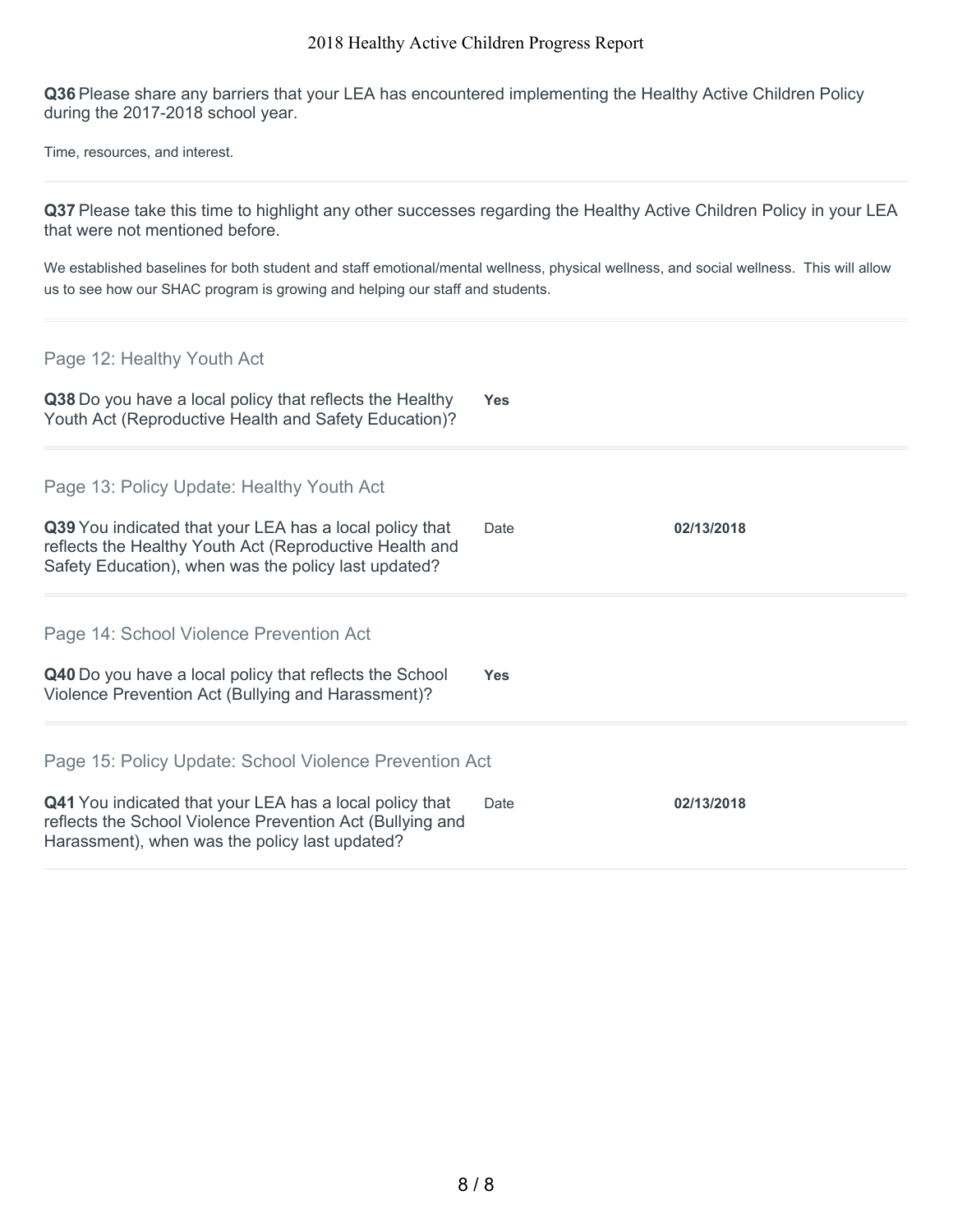**Q36** Please share any barriers that your LEA has encountered implementing the Healthy Active Children Policy during the 2017-2018 school year.

Time, resources, and interest.

**Q37** Please take this time to highlight any other successes regarding the Healthy Active Children Policy in your LEA that were not mentioned before.

We established baselines for both student and staff emotional/mental wellness, physical wellness, and social wellness. This will allow us to see how our SHAC program is growing and helping our staff and students.

## Page 12: Healthy Youth Act

| | |
|---|---|
| **Q38** Do you have a local policy that reflects the Healthy Youth Act (Reproductive Health and Safety Education)? | **Yes** |

## Page 13: Policy Update: Healthy Youth Act

| | | |
|---|---|---|
| **Q39** You indicated that your LEA has a local policy that reflects the Healthy Youth Act (Reproductive Health and Safety Education), when was the policy last updated? | Date | **02/13/2018** |

## Page 14: School Violence Prevention Act

| | |
|---|---|
| **Q40** Do you have a local policy that reflects the School Violence Prevention Act (Bullying and Harassment)? | **Yes** |

## Page 15: Policy Update: School Violence Prevention Act

| | | |
|---|---|---|
| **Q41** You indicated that your LEA has a local policy that reflects the School Violence Prevention Act (Bullying and Harassment), when was the policy last updated? | Date | **02/13/2018** |